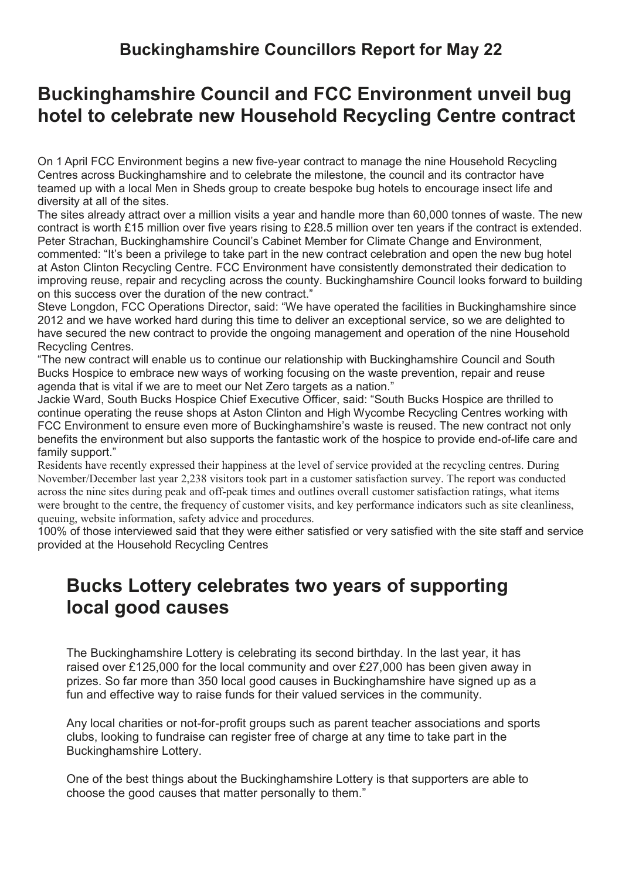## Buckinghamshire Councillors Report for May 22

# Buckinghamshire Council and FCC Environment unveil bug hotel to celebrate new Household Recycling Centre contract

On 1 April FCC Environment begins a new five-year contract to manage the nine Household Recycling Centres across Buckinghamshire and to celebrate the milestone, the council and its contractor have teamed up with a local Men in Sheds group to create bespoke bug hotels to encourage insect life and diversity at all of the sites.

The sites already attract over a million visits a year and handle more than 60,000 tonnes of waste. The new contract is worth £15 million over five years rising to £28.5 million over ten years if the contract is extended.

Peter Strachan, Buckinghamshire Council's Cabinet Member for Climate Change and Environment, commented: "It's been a privilege to take part in the new contract celebration and open the new bug hotel at Aston Clinton Recycling Centre. FCC Environment have consistently demonstrated their dedication to improving reuse, repair and recycling across the county. Buckinghamshire Council looks forward to building on this success over the duration of the new contract."

Steve Longdon, FCC Operations Director, said: "We have operated the facilities in Buckinghamshire since 2012 and we have worked hard during this time to deliver an exceptional service, so we are delighted to have secured the new contract to provide the ongoing management and operation of the nine Household Recycling Centres.

"The new contract will enable us to continue our relationship with Buckinghamshire Council and South Bucks Hospice to embrace new ways of working focusing on the waste prevention, repair and reuse agenda that is vital if we are to meet our Net Zero targets as a nation."

Jackie Ward, South Bucks Hospice Chief Executive Officer, said: "South Bucks Hospice are thrilled to continue operating the reuse shops at Aston Clinton and High Wycombe Recycling Centres working with FCC Environment to ensure even more of Buckinghamshire's waste is reused. The new contract not only benefits the environment but also supports the fantastic work of the hospice to provide end-of-life care and family support."

Residents have recently expressed their happiness at the level of service provided at the recycling centres. During November/December last year 2,238 visitors took part in a customer satisfaction survey. The report was conducted across the nine sites during peak and off-peak times and outlines overall customer satisfaction ratings, what items were brought to the centre, the frequency of customer visits, and key performance indicators such as site cleanliness, queuing, website information, safety advice and procedures.

100% of those interviewed said that they were either satisfied or very satisfied with the site staff and service provided at the Household Recycling Centres

# Bucks Lottery celebrates two years of supporting local good causes

The Buckinghamshire Lottery is celebrating its second birthday. In the last year, it has raised over £125,000 for the local community and over £27,000 has been given away in prizes. So far more than 350 local good causes in Buckinghamshire have signed up as a fun and effective way to raise funds for their valued services in the community.

Any local charities or not-for-profit groups such as parent teacher associations and sports clubs, looking to fundraise can register free of charge at any time to take part in the Buckinghamshire Lottery.

One of the best things about the Buckinghamshire Lottery is that supporters are able to choose the good causes that matter personally to them."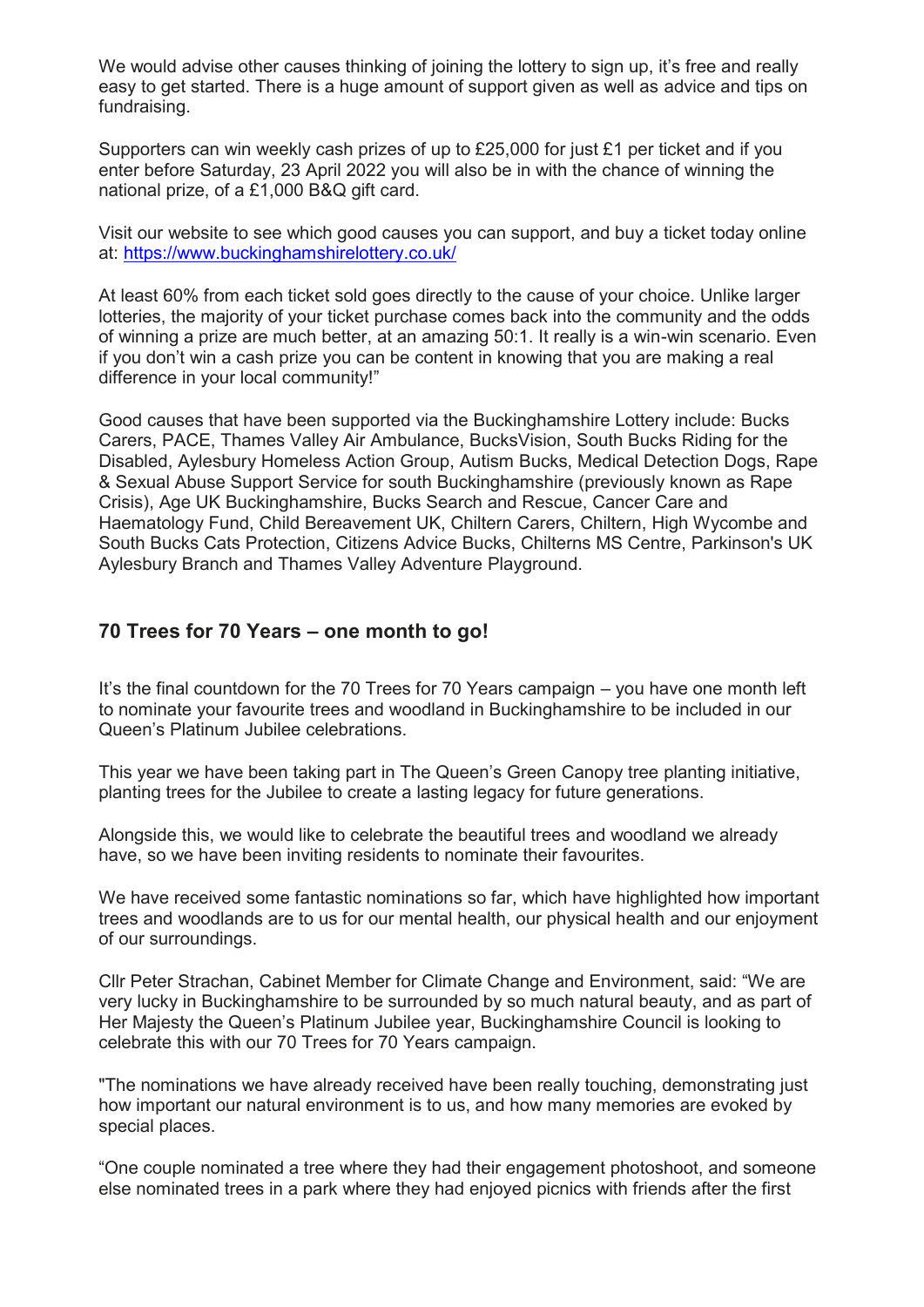We would advise other causes thinking of joining the lottery to sign up, it's free and really easy to get started. There is a huge amount of support given as well as advice and tips on fundraising.

Supporters can win weekly cash prizes of up to £25,000 for just £1 per ticket and if you enter before Saturday, 23 April 2022 you will also be in with the chance of winning the national prize, of a £1,000 B&Q gift card.

Visit our website to see which good causes you can support, and buy a ticket today online at: [https://www.buckinghamshirelottery.co.uk/](https://www.buckinghamshirelottery.co.uk/)

At least 60% from each ticket sold goes directly to the cause of your choice. Unlike larger lotteries, the majority of your ticket purchase comes back into the community and the odds of winning a prize are much better, at an amazing 50:1. It really is a win-win scenario. Even if you don't win a cash prize you can be content in knowing that you are making a real difference in your local community!"

Good causes that have been supported via the Buckinghamshire Lottery include: Bucks Carers, PACE, Thames Valley Air Ambulance, BucksVision, South Bucks Riding for the Disabled, Aylesbury Homeless Action Group, Autism Bucks, Medical Detection Dogs, Rape & Sexual Abuse Support Service for south Buckinghamshire (previously known as Rape Crisis), Age UK Buckinghamshire, Bucks Search and Rescue, Cancer Care and Haematology Fund, Child Bereavement UK, Chiltern Carers, Chiltern, High Wycombe and South Bucks Cats Protection, Citizens Advice Bucks, Chilterns MS Centre, Parkinson's UK Aylesbury Branch and Thames Valley Adventure Playground.

## 70 Trees for 70 Years – one month to go!

It's the final countdown for the 70 Trees for 70 Years campaign – you have one month left to nominate your favourite trees and woodland in Buckinghamshire to be included in our Queen's Platinum Jubilee celebrations.

This year we have been taking part in The Queen's Green Canopy tree planting initiative, planting trees for the Jubilee to create a lasting legacy for future generations.

Alongside this, we would like to celebrate the beautiful trees and woodland we already have, so we have been inviting residents to nominate their favourites.

We have received some fantastic nominations so far, which have highlighted how important trees and woodlands are to us for our mental health, our physical health and our enjoyment of our surroundings.

Cllr Peter Strachan, Cabinet Member for Climate Change and Environment, said: "We are very lucky in Buckinghamshire to be surrounded by so much natural beauty, and as part of Her Majesty the Queen's Platinum Jubilee year, Buckinghamshire Council is looking to celebrate this with our 70 Trees for 70 Years campaign.

"The nominations we have already received have been really touching, demonstrating just how important our natural environment is to us, and how many memories are evoked by special places.

"One couple nominated a tree where they had their engagement photoshoot, and someone else nominated trees in a park where they had enjoyed picnics with friends after the first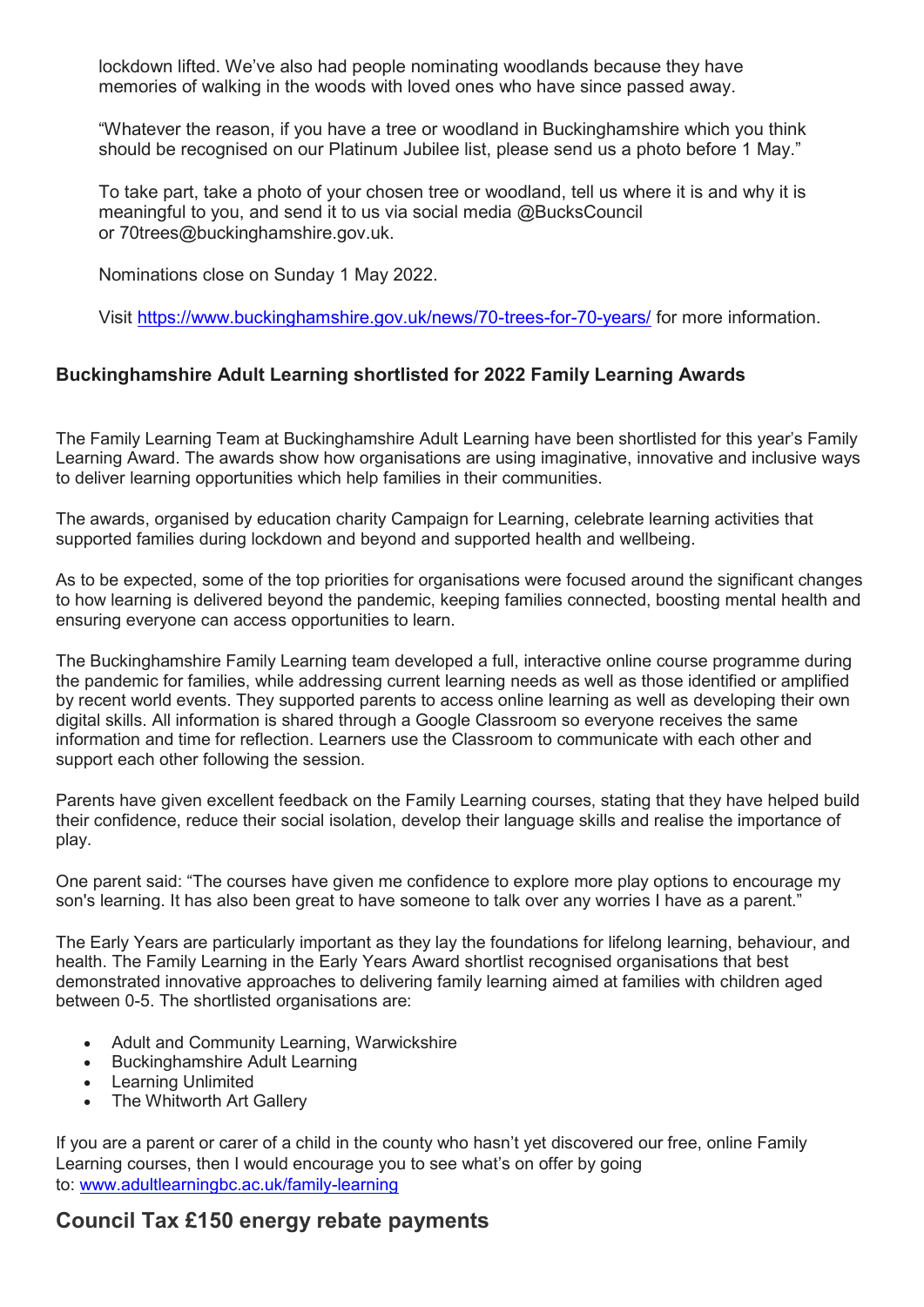lockdown lifted. We've also had people nominating woodlands because they have memories of walking in the woods with loved ones who have since passed away.

"Whatever the reason, if you have a tree or woodland in Buckinghamshire which you think should be recognised on our Platinum Jubilee list, please send us a photo before 1 May."

To take part, take a photo of your chosen tree or woodland, tell us where it is and why it is meaningful to you, and send it to us via social media @BucksCouncil or 70trees@buckinghamshire.gov.uk.

Nominations close on Sunday 1 May 2022.

Visit [https://www.buckinghamshire.gov.uk/news/70-trees-for-70-years/](https://www.buckinghamshire.gov.uk/news/70-trees-for-70-years/) for more information.

### Buckinghamshire Adult Learning shortlisted for 2022 Family Learning Awards

The Family Learning Team at Buckinghamshire Adult Learning have been shortlisted for this year's Family Learning Award. The awards show how organisations are using imaginative, innovative and inclusive ways to deliver learning opportunities which help families in their communities.

The awards, organised by education charity Campaign for Learning, celebrate learning activities that supported families during lockdown and beyond and supported health and wellbeing.

As to be expected, some of the top priorities for organisations were focused around the significant changes to how learning is delivered beyond the pandemic, keeping families connected, boosting mental health and ensuring everyone can access opportunities to learn.

The Buckinghamshire Family Learning team developed a full, interactive online course programme during the pandemic for families, while addressing current learning needs as well as those identified or amplified by recent world events. They supported parents to access online learning as well as developing their own digital skills. All information is shared through a Google Classroom so everyone receives the same information and time for reflection. Learners use the Classroom to communicate with each other and support each other following the session.

Parents have given excellent feedback on the Family Learning courses, stating that they have helped build their confidence, reduce their social isolation, develop their language skills and realise the importance of play.

One parent said: "The courses have given me confidence to explore more play options to encourage my son's learning. It has also been great to have someone to talk over any worries I have as a parent."

The Early Years are particularly important as they lay the foundations for lifelong learning, behaviour, and health. The Family Learning in the Early Years Award shortlist recognised organisations that best demonstrated innovative approaches to delivering family learning aimed at families with children aged between 0-5. The shortlisted organisations are:

- Adult and Community Learning, Warwickshire
- Buckinghamshire Adult Learning
- Learning Unlimited
- The Whitworth Art Gallery

If you are a parent or carer of a child in the county who hasn't yet discovered our free, online Family Learning courses, then I would encourage you to see what's on offer by going to: [www.adultlearningbc.ac.uk/family-learning](http://www.adultlearningbc.ac.uk/family-learning)

## Council Tax £150 energy rebate payments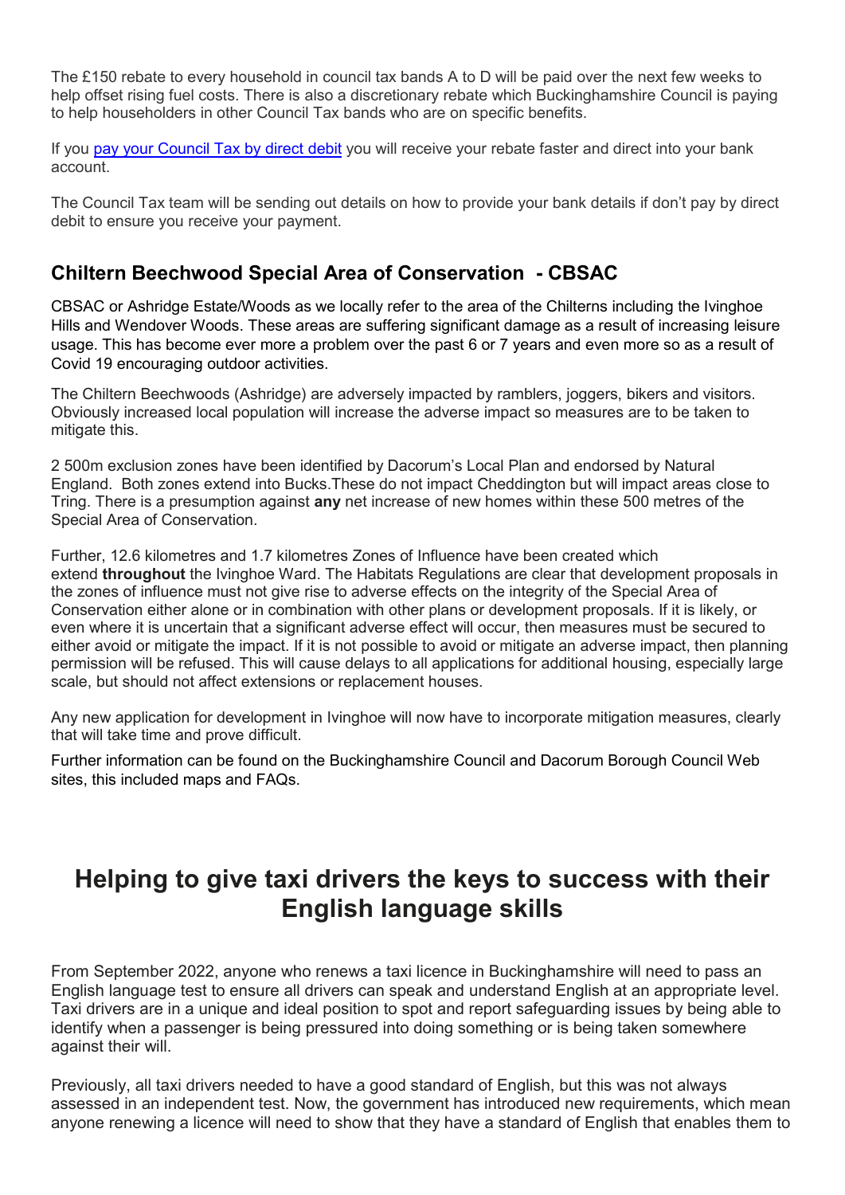The £150 rebate to every household in council tax bands A to D will be paid over the next few weeks to help offset rising fuel costs. There is also a discretionary rebate which Buckinghamshire Council is paying to help householders in other Council Tax bands who are on specific benefits.

If you [pay your Council Tax by direct debit]() you will receive your rebate faster and direct into your bank account.

The Council Tax team will be sending out details on how to provide your bank details if don't pay by direct debit to ensure you receive your payment.

### Chiltern Beechwood Special Area of Conservation - CBSAC

CBSAC or Ashridge Estate/Woods as we locally refer to the area of the Chilterns including the Ivinghoe Hills and Wendover Woods. These areas are suffering significant damage as a result of increasing leisure usage. This has become ever more a problem over the past 6 or 7 years and even more so as a result of Covid 19 encouraging outdoor activities.

The Chiltern Beechwoods (Ashridge) are adversely impacted by ramblers, joggers, bikers and visitors. Obviously increased local population will increase the adverse impact so measures are to be taken to mitigate this.

2 500m exclusion zones have been identified by Dacorum's Local Plan and endorsed by Natural England. Both zones extend into Bucks.These do not impact Cheddington but will impact areas close to Tring. There is a presumption against **any** net increase of new homes within these 500 metres of the Special Area of Conservation.

Further, 12.6 kilometres and 1.7 kilometres Zones of Influence have been created which extend **throughout** the Ivinghoe Ward. The Habitats Regulations are clear that development proposals in the zones of influence must not give rise to adverse effects on the integrity of the Special Area of Conservation either alone or in combination with other plans or development proposals. If it is likely, or even where it is uncertain that a significant adverse effect will occur, then measures must be secured to either avoid or mitigate the impact. If it is not possible to avoid or mitigate an adverse impact, then planning permission will be refused. This will cause delays to all applications for additional housing, especially large scale, but should not affect extensions or replacement houses.

Any new application for development in Ivinghoe will now have to incorporate mitigation measures, clearly that will take time and prove difficult.

Further information can be found on the Buckinghamshire Council and Dacorum Borough Council Web sites, this included maps and FAQs.

## Helping to give taxi drivers the keys to success with their English language skills

From September 2022, anyone who renews a taxi licence in Buckinghamshire will need to pass an English language test to ensure all drivers can speak and understand English at an appropriate level. Taxi drivers are in a unique and ideal position to spot and report safeguarding issues by being able to identify when a passenger is being pressured into doing something or is being taken somewhere against their will.

Previously, all taxi drivers needed to have a good standard of English, but this was not always assessed in an independent test. Now, the government has introduced new requirements, which mean anyone renewing a licence will need to show that they have a standard of English that enables them to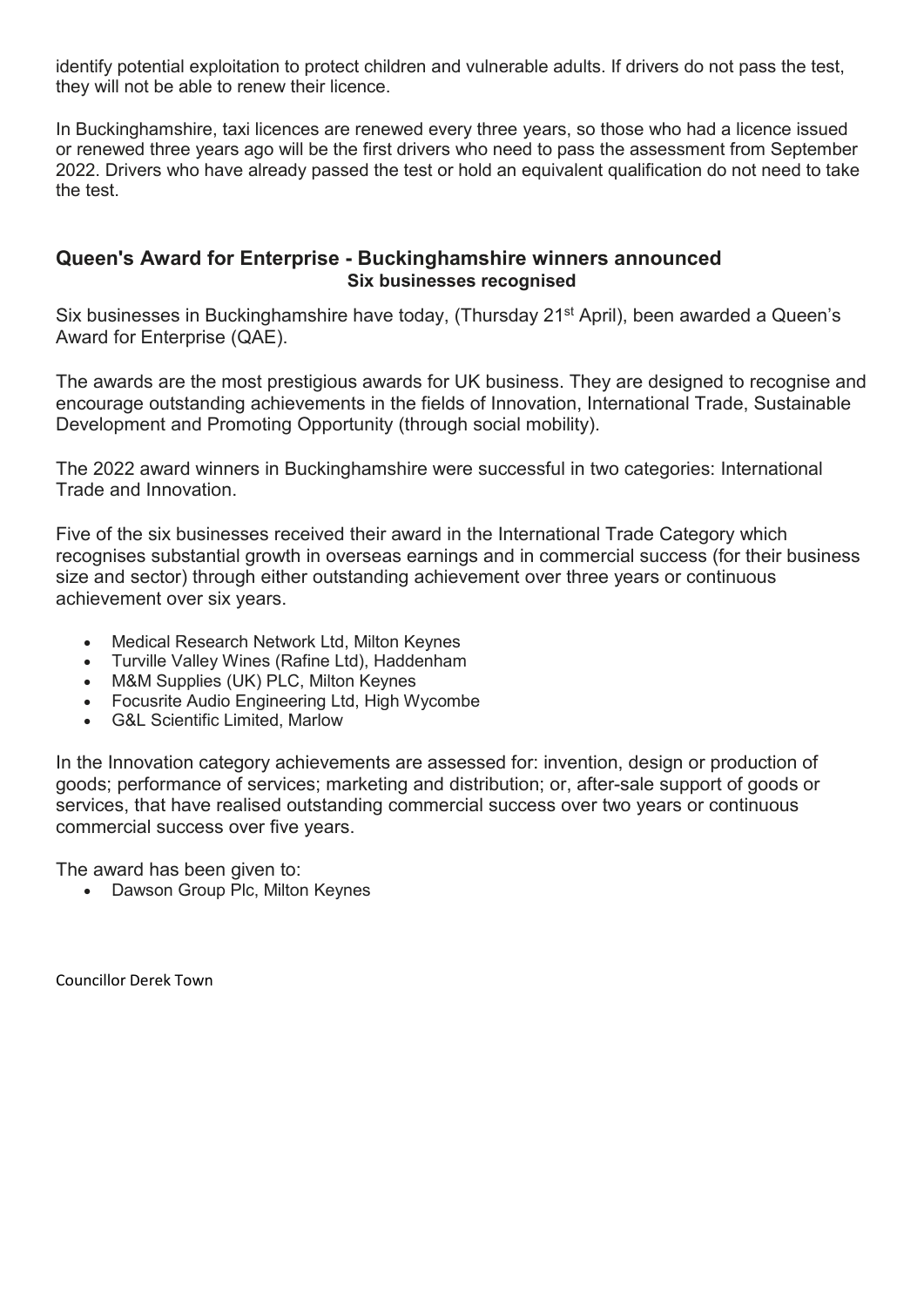identify potential exploitation to protect children and vulnerable adults. If drivers do not pass the test, they will not be able to renew their licence.

In Buckinghamshire, taxi licences are renewed every three years, so those who had a licence issued or renewed three years ago will be the first drivers who need to pass the assessment from September 2022. Drivers who have already passed the test or hold an equivalent qualification do not need to take the test.

## Queen's Award for Enterprise - Buckinghamshire winners announced

**Six businesses recognised**

Six businesses in Buckinghamshire have today, (Thursday 21st April), been awarded a Queen's Award for Enterprise (QAE).

The awards are the most prestigious awards for UK business. They are designed to recognise and encourage outstanding achievements in the fields of Innovation, International Trade, Sustainable Development and Promoting Opportunity (through social mobility).

The 2022 award winners in Buckinghamshire were successful in two categories: International Trade and Innovation.

Five of the six businesses received their award in the International Trade Category which recognises substantial growth in overseas earnings and in commercial success (for their business size and sector) through either outstanding achievement over three years or continuous achievement over six years.

- Medical Research Network Ltd, Milton Keynes
- Turville Valley Wines (Rafine Ltd), Haddenham
- M&M Supplies (UK) PLC, Milton Keynes
- Focusrite Audio Engineering Ltd, High Wycombe
- G&L Scientific Limited, Marlow

In the Innovation category achievements are assessed for: invention, design or production of goods; performance of services; marketing and distribution; or, after-sale support of goods or services, that have realised outstanding commercial success over two years or continuous commercial success over five years.

The award has been given to:

- Dawson Group Plc, Milton Keynes

Councillor Derek Town